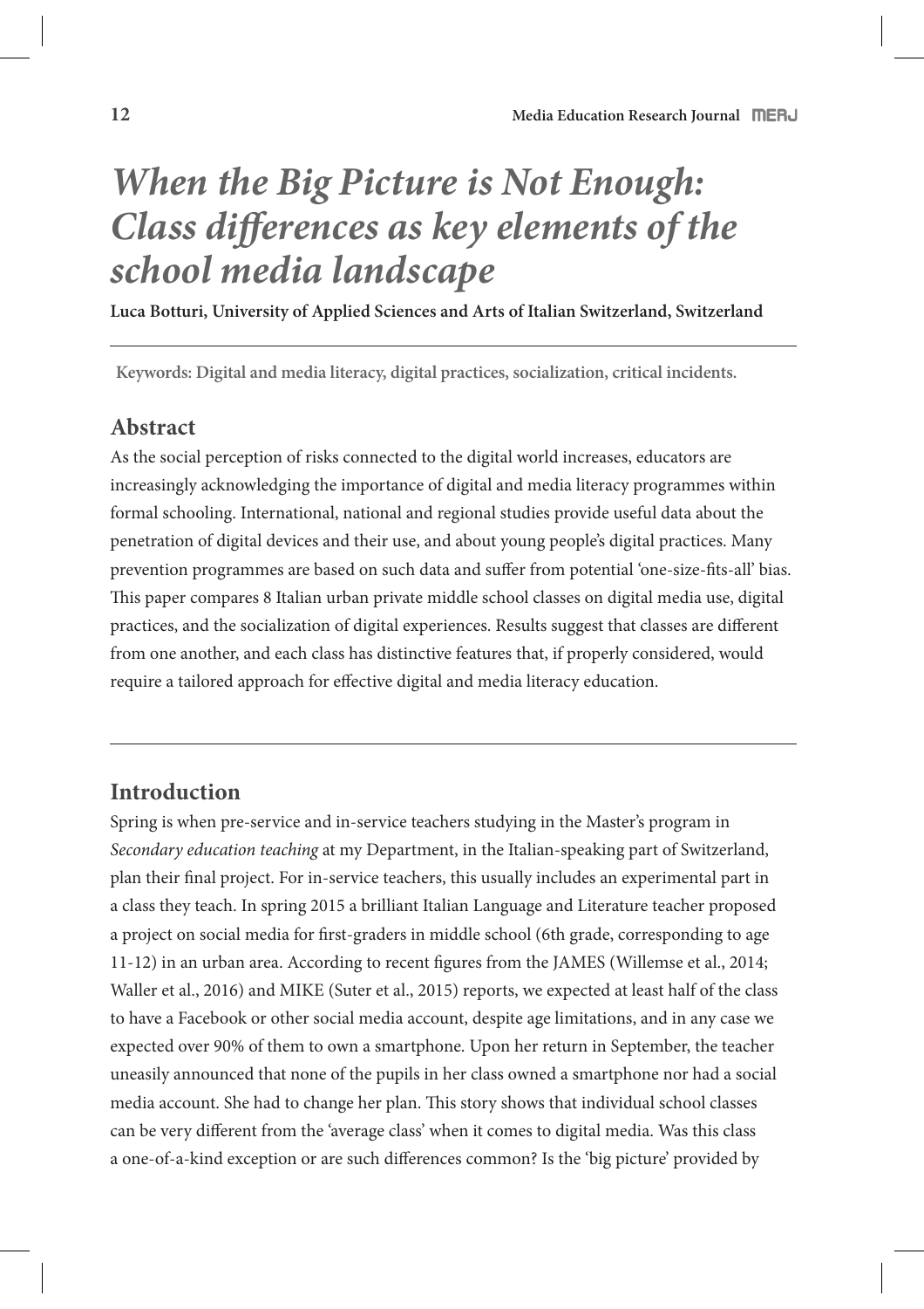# *When the Big Picture is Not Enough: Class differences as key elements of the school media landscape*

**Luca Botturi, University of Applied Sciences and Arts of Italian Switzerland, Switzerland**

**Keywords: Digital and media literacy, digital practices, socialization, critical incidents.**

## Abstract

As the social perception of risks connected to the digital world increases, educators are increasingly acknowledging the importance of digital and media literacy programmes within formal schooling. International, national and regional studies provide useful data about the penetration of digital devices and their use, and about young people's digital practices. Many prevention programmes are based on such data and suffer from potential 'one-size-fits-all' bias. This paper compares 8 Italian urban private middle school classes on digital media use, digital practices, and the socialization of digital experiences. Results suggest that classes are different from one another, and each class has distinctive features that, if properly considered, would require a tailored approach for effective digital and media literacy education.

## Introduction

Spring is when pre-service and in-service teachers studying in the Master's program in *Secondary education teaching* at my Department, in the Italian-speaking part of Switzerland, plan their final project. For in-service teachers, this usually includes an experimental part in a class they teach. In spring 2015 a brilliant Italian Language and Literature teacher proposed a project on social media for first-graders in middle school (6th grade, corresponding to age 11-12) in an urban area. According to recent figures from the JAMES (Willemse et al., 2014; Waller et al., 2016) and MIKE (Suter et al., 2015) reports, we expected at least half of the class to have a Facebook or other social media account, despite age limitations, and in any case we expected over 90% of them to own a smartphone. Upon her return in September, the teacher uneasily announced that none of the pupils in her class owned a smartphone nor had a social media account. She had to change her plan. This story shows that individual school classes can be very different from the 'average class' when it comes to digital media. Was this class a one-of-a-kind exception or are such differences common? Is the 'big picture' provided by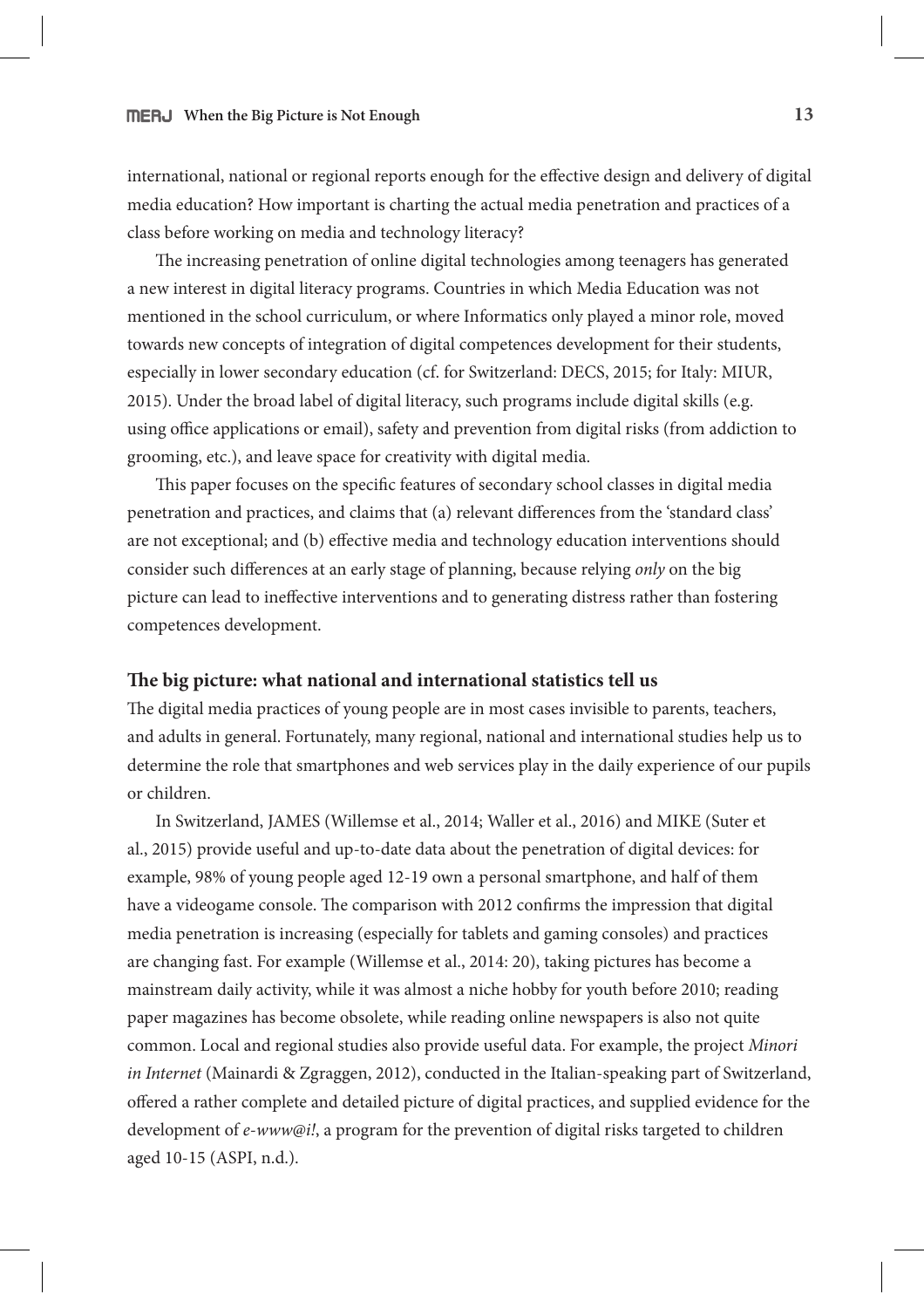international, national or regional reports enough for the effective design and delivery of digital media education? How important is charting the actual media penetration and practices of a class before working on media and technology literacy?

The increasing penetration of online digital technologies among teenagers has generated a new interest in digital literacy programs. Countries in which Media Education was not mentioned in the school curriculum, or where Informatics only played a minor role, moved towards new concepts of integration of digital competences development for their students, especially in lower secondary education (cf. for Switzerland: DECS, 2015; for Italy: MIUR, 2015). Under the broad label of digital literacy, such programs include digital skills (e.g. using office applications or email), safety and prevention from digital risks (from addiction to grooming, etc.), and leave space for creativity with digital media.

This paper focuses on the specific features of secondary school classes in digital media penetration and practices, and claims that (a) relevant differences from the 'standard class' are not exceptional; and (b) effective media and technology education interventions should consider such differences at an early stage of planning, because relying *only* on the big picture can lead to ineffective interventions and to generating distress rather than fostering competences development.

## The big picture: what national and international statistics tell us

The digital media practices of young people are in most cases invisible to parents, teachers, and adults in general. Fortunately, many regional, national and international studies help us to determine the role that smartphones and web services play in the daily experience of our pupils or children.

In Switzerland, JAMES (Willemse et al., 2014; Waller et al., 2016) and MIKE (Suter et al., 2015) provide useful and up-to-date data about the penetration of digital devices: for example, 98% of young people aged 12-19 own a personal smartphone, and half of them have a videogame console. The comparison with 2012 confirms the impression that digital media penetration is increasing (especially for tablets and gaming consoles) and practices are changing fast. For example (Willemse et al., 2014: 20), taking pictures has become a mainstream daily activity, while it was almost a niche hobby for youth before 2010; reading paper magazines has become obsolete, while reading online newspapers is also not quite common. Local and regional studies also provide useful data. For example, the project *Minori in Internet* (Mainardi & Zgraggen, 2012), conducted in the Italian-speaking part of Switzerland, offered a rather complete and detailed picture of digital practices, and supplied evidence for the development of *e-www@i!*, a program for the prevention of digital risks targeted to children aged 10-15 (ASPI, n.d.).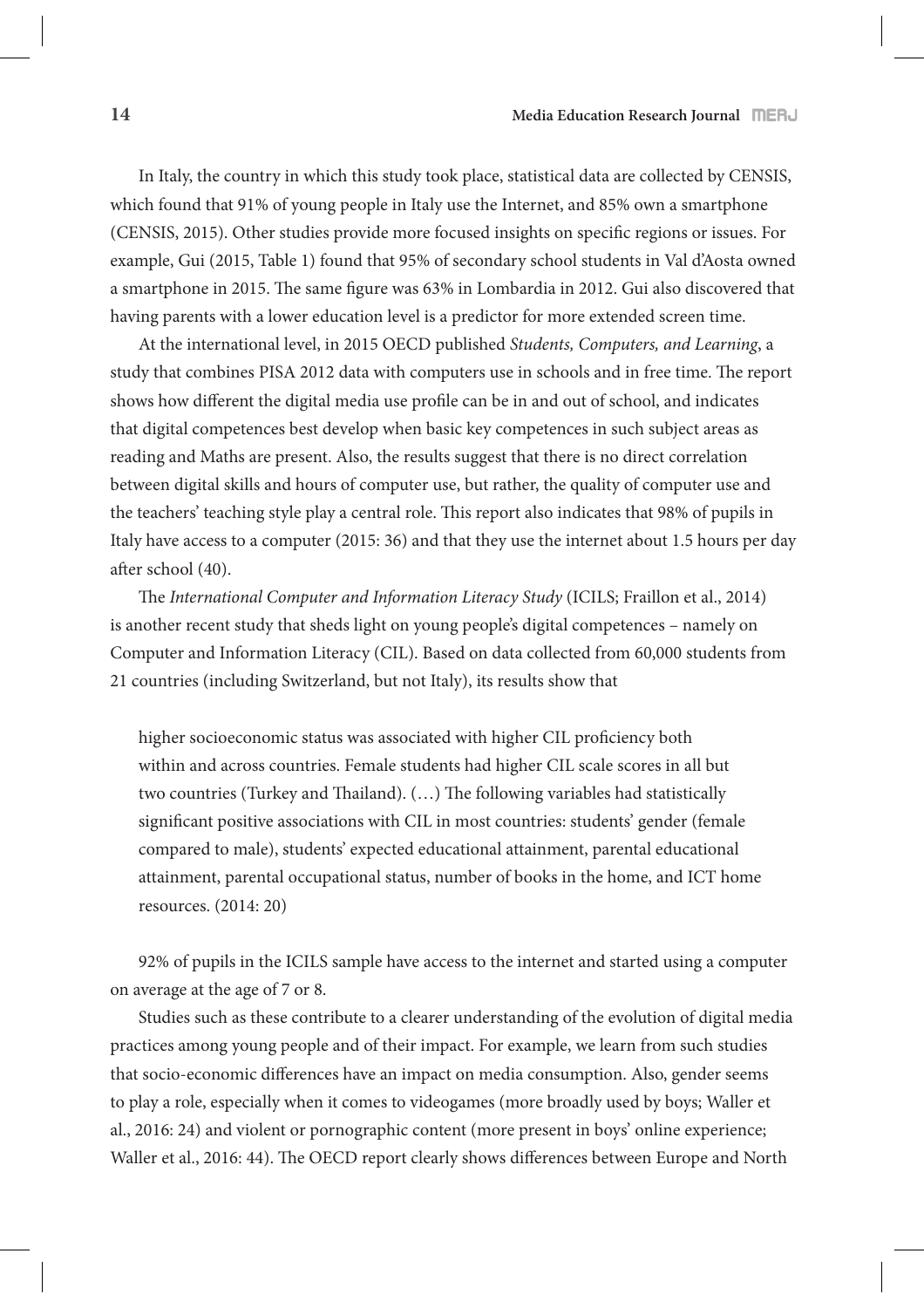In Italy, the country in which this study took place, statistical data are collected by CENSIS, which found that 91% of young people in Italy use the Internet, and 85% own a smartphone (CENSIS, 2015). Other studies provide more focused insights on specific regions or issues. For example, Gui (2015, Table 1) found that 95% of secondary school students in Val d'Aosta owned a smartphone in 2015. The same figure was 63% in Lombardia in 2012. Gui also discovered that having parents with a lower education level is a predictor for more extended screen time.

At the international level, in 2015 OECD published *Students, Computers, and Learning*, a study that combines PISA 2012 data with computers use in schools and in free time. The report shows how different the digital media use profile can be in and out of school, and indicates that digital competences best develop when basic key competences in such subject areas as reading and Maths are present. Also, the results suggest that there is no direct correlation between digital skills and hours of computer use, but rather, the quality of computer use and the teachers' teaching style play a central role. This report also indicates that 98% of pupils in Italy have access to a computer (2015: 36) and that they use the internet about 1.5 hours per day after school (40).

The *International Computer and Information Literacy Study* (ICILS; Fraillon et al., 2014) is another recent study that sheds light on young people's digital competences – namely on Computer and Information Literacy (CIL). Based on data collected from 60,000 students from 21 countries (including Switzerland, but not Italy), its results show that

> higher socioeconomic status was associated with higher CIL proficiency both within and across countries. Female students had higher CIL scale scores in all but two countries (Turkey and Thailand). (…) The following variables had statistically significant positive associations with CIL in most countries: students' gender (female compared to male), students' expected educational attainment, parental educational attainment, parental occupational status, number of books in the home, and ICT home resources. (2014: 20)

92% of pupils in the ICILS sample have access to the internet and started using a computer on average at the age of 7 or 8.

Studies such as these contribute to a clearer understanding of the evolution of digital media practices among young people and of their impact. For example, we learn from such studies that socio-economic differences have an impact on media consumption. Also, gender seems to play a role, especially when it comes to videogames (more broadly used by boys; Waller et al., 2016: 24) and violent or pornographic content (more present in boys' online experience; Waller et al., 2016: 44). The OECD report clearly shows differences between Europe and North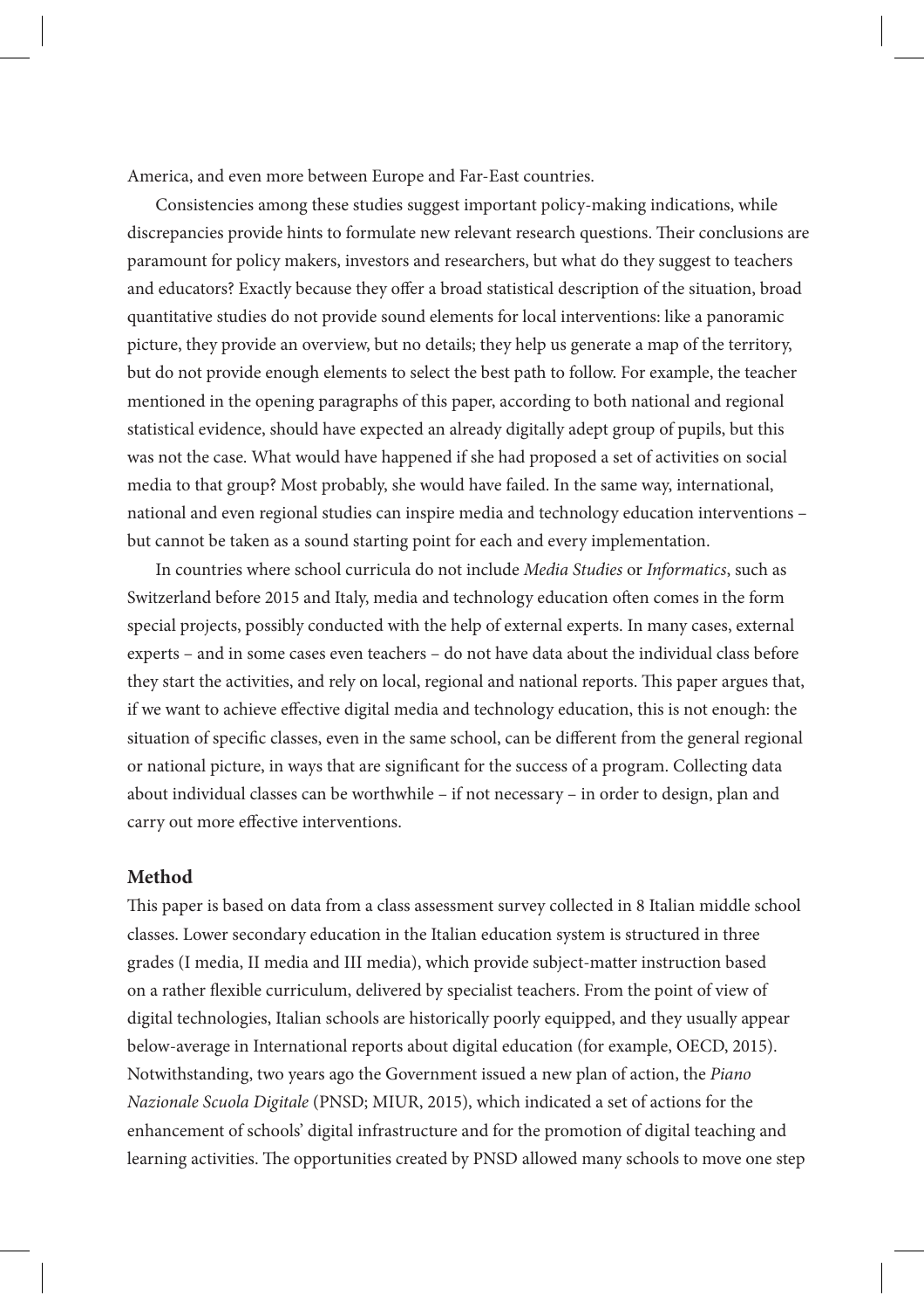America, and even more between Europe and Far-East countries.

Consistencies among these studies suggest important policy-making indications, while discrepancies provide hints to formulate new relevant research questions. Their conclusions are paramount for policy makers, investors and researchers, but what do they suggest to teachers and educators? Exactly because they offer a broad statistical description of the situation, broad quantitative studies do not provide sound elements for local interventions: like a panoramic picture, they provide an overview, but no details; they help us generate a map of the territory, but do not provide enough elements to select the best path to follow. For example, the teacher mentioned in the opening paragraphs of this paper, according to both national and regional statistical evidence, should have expected an already digitally adept group of pupils, but this was not the case. What would have happened if she had proposed a set of activities on social media to that group? Most probably, she would have failed. In the same way, international, national and even regional studies can inspire media and technology education interventions – but cannot be taken as a sound starting point for each and every implementation.

In countries where school curricula do not include *Media Studies* or *Informatics*, such as Switzerland before 2015 and Italy, media and technology education often comes in the form special projects, possibly conducted with the help of external experts. In many cases, external experts – and in some cases even teachers – do not have data about the individual class before they start the activities, and rely on local, regional and national reports. This paper argues that, if we want to achieve effective digital media and technology education, this is not enough: the situation of specific classes, even in the same school, can be different from the general regional or national picture, in ways that are significant for the success of a program. Collecting data about individual classes can be worthwhile – if not necessary – in order to design, plan and carry out more effective interventions.

## Method

This paper is based on data from a class assessment survey collected in 8 Italian middle school classes. Lower secondary education in the Italian education system is structured in three grades (I media, II media and III media), which provide subject-matter instruction based on a rather flexible curriculum, delivered by specialist teachers. From the point of view of digital technologies, Italian schools are historically poorly equipped, and they usually appear below-average in International reports about digital education (for example, OECD, 2015). Notwithstanding, two years ago the Government issued a new plan of action, the *Piano Nazionale Scuola Digitale* (PNSD; MIUR, 2015), which indicated a set of actions for the enhancement of schools' digital infrastructure and for the promotion of digital teaching and learning activities. The opportunities created by PNSD allowed many schools to move one step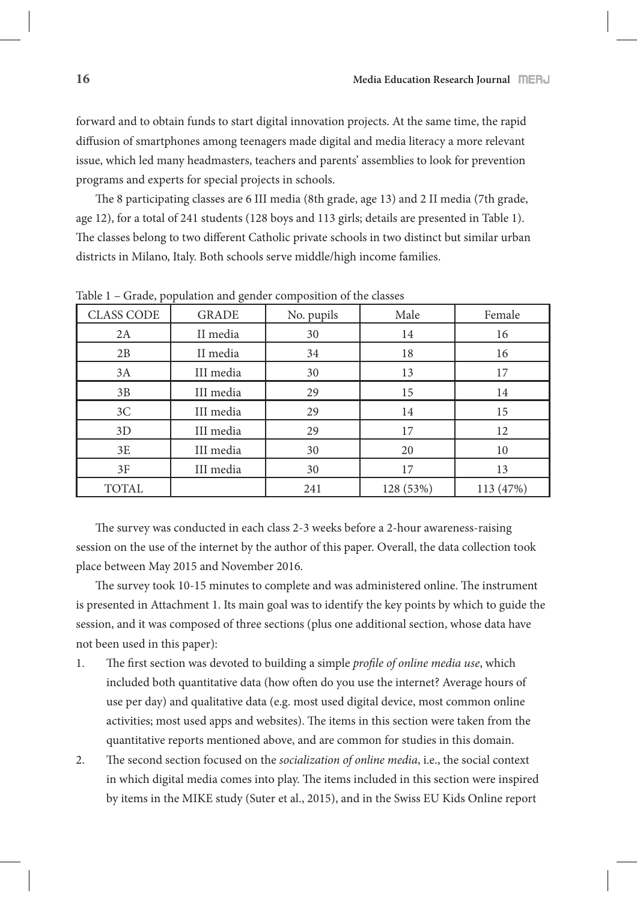forward and to obtain funds to start digital innovation projects. At the same time, the rapid diffusion of smartphones among teenagers made digital and media literacy a more relevant issue, which led many headmasters, teachers and parents' assemblies to look for prevention programs and experts for special projects in schools.

The 8 participating classes are 6 III media (8th grade, age 13) and 2 II media (7th grade, age 12), for a total of 241 students (128 boys and 113 girls; details are presented in Table 1). The classes belong to two different Catholic private schools in two distinct but similar urban districts in Milano, Italy. Both schools serve middle/high income families.

Table 1 – Grade, population and gender composition of the classes

| CLASS CODE | GRADE | No. pupils | Male | Female |
| --- | --- | --- | --- | --- |
| 2A | II media | 30 | 14 | 16 |
| 2B | II media | 34 | 18 | 16 |
| 3A | III media | 30 | 13 | 17 |
| 3B | III media | 29 | 15 | 14 |
| 3C | III media | 29 | 14 | 15 |
| 3D | III media | 29 | 17 | 12 |
| 3E | III media | 30 | 20 | 10 |
| 3F | III media | 30 | 17 | 13 |
| TOTAL | | 241 | 128 (53%) | 113 (47%) |

The survey was conducted in each class 2-3 weeks before a 2-hour awareness-raising session on the use of the internet by the author of this paper. Overall, the data collection took place between May 2015 and November 2016.

The survey took 10-15 minutes to complete and was administered online. The instrument is presented in Attachment 1. Its main goal was to identify the key points by which to guide the session, and it was composed of three sections (plus one additional section, whose data have not been used in this paper):

1. The first section was devoted to building a simple *profile of online media use*, which included both quantitative data (how often do you use the internet? Average hours of use per day) and qualitative data (e.g. most used digital device, most common online activities; most used apps and websites). The items in this section were taken from the quantitative reports mentioned above, and are common for studies in this domain.
2. The second section focused on the *socialization of online media*, i.e., the social context in which digital media comes into play. The items included in this section were inspired by items in the MIKE study (Suter et al., 2015), and in the Swiss EU Kids Online report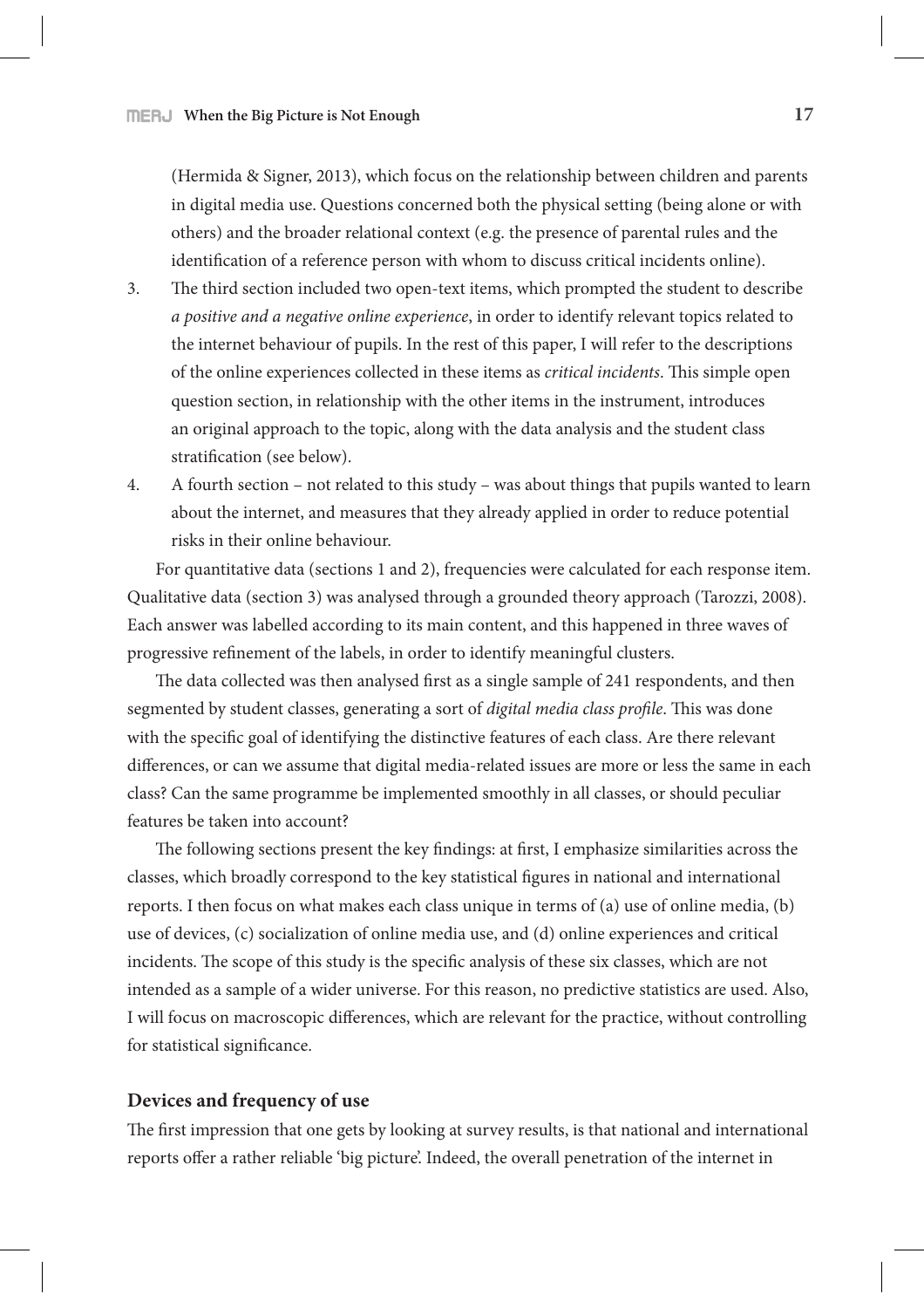(Hermida & Signer, 2013), which focus on the relationship between children and parents in digital media use. Questions concerned both the physical setting (being alone or with others) and the broader relational context (e.g. the presence of parental rules and the identification of a reference person with whom to discuss critical incidents online).

3. The third section included two open-text items, which prompted the student to describe *a positive and a negative online experience*, in order to identify relevant topics related to the internet behaviour of pupils. In the rest of this paper, I will refer to the descriptions of the online experiences collected in these items as *critical incidents*. This simple open question section, in relationship with the other items in the instrument, introduces an original approach to the topic, along with the data analysis and the student class stratification (see below).
4. A fourth section – not related to this study – was about things that pupils wanted to learn about the internet, and measures that they already applied in order to reduce potential risks in their online behaviour.

For quantitative data (sections 1 and 2), frequencies were calculated for each response item. Qualitative data (section 3) was analysed through a grounded theory approach (Tarozzi, 2008). Each answer was labelled according to its main content, and this happened in three waves of progressive refinement of the labels, in order to identify meaningful clusters.

The data collected was then analysed first as a single sample of 241 respondents, and then segmented by student classes, generating a sort of *digital media class profile*. This was done with the specific goal of identifying the distinctive features of each class. Are there relevant differences, or can we assume that digital media-related issues are more or less the same in each class? Can the same programme be implemented smoothly in all classes, or should peculiar features be taken into account?

The following sections present the key findings: at first, I emphasize similarities across the classes, which broadly correspond to the key statistical figures in national and international reports. I then focus on what makes each class unique in terms of (a) use of online media, (b) use of devices, (c) socialization of online media use, and (d) online experiences and critical incidents. The scope of this study is the specific analysis of these six classes, which are not intended as a sample of a wider universe. For this reason, no predictive statistics are used. Also, I will focus on macroscopic differences, which are relevant for the practice, without controlling for statistical significance.

## Devices and frequency of use

The first impression that one gets by looking at survey results, is that national and international reports offer a rather reliable 'big picture'. Indeed, the overall penetration of the internet in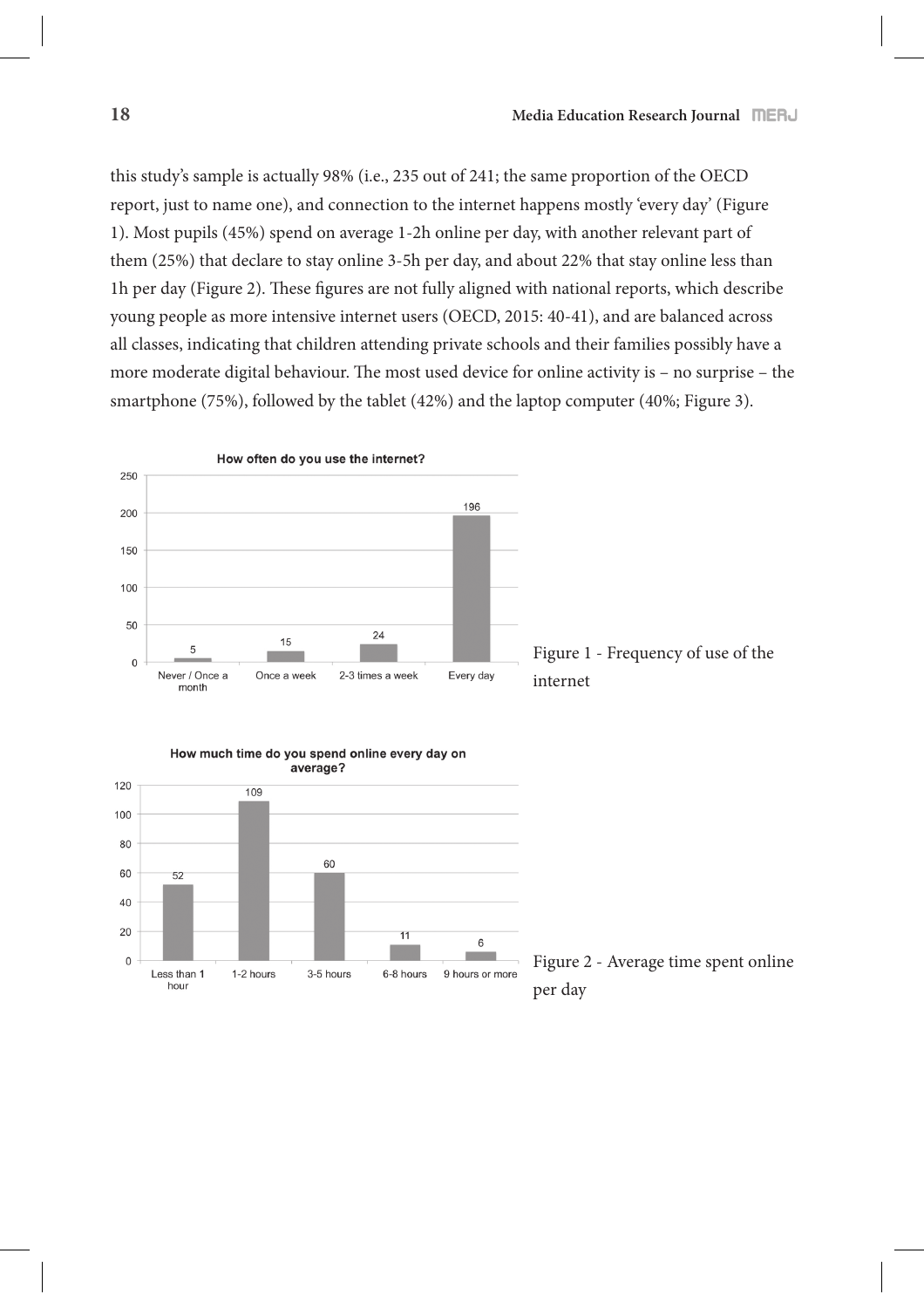this study's sample is actually 98% (i.e., 235 out of 241; the same proportion of the OECD report, just to name one), and connection to the internet happens mostly 'every day' (Figure 1). Most pupils (45%) spend on average 1-2h online per day, with another relevant part of them (25%) that declare to stay online 3-5h per day, and about 22% that stay online less than 1h per day (Figure 2). These figures are not fully aligned with national reports, which describe young people as more intensive internet users (OECD, 2015: 40-41), and are balanced across all classes, indicating that children attending private schools and their families possibly have a more moderate digital behaviour. The most used device for online activity is – no surprise – the smartphone (75%), followed by the tablet (42%) and the laptop computer (40%; Figure 3).

**How often do you use the internet?**

| Never / Once a month | Once a week | 2-3 times a week | Every day |
|---|---|---|---|
| 5 | 15 | 24 | 196 |

Figure 1 - Frequency of use of the internet

**How much time do you spend online every day on average?**

| Less than 1 hour | 1-2 hours | 3-5 hours | 6-8 hours | 9 hours or more |
|---|---|---|---|---|
| 52 | 109 | 60 | 11 | 6 |

Figure 2 - Average time spent online per day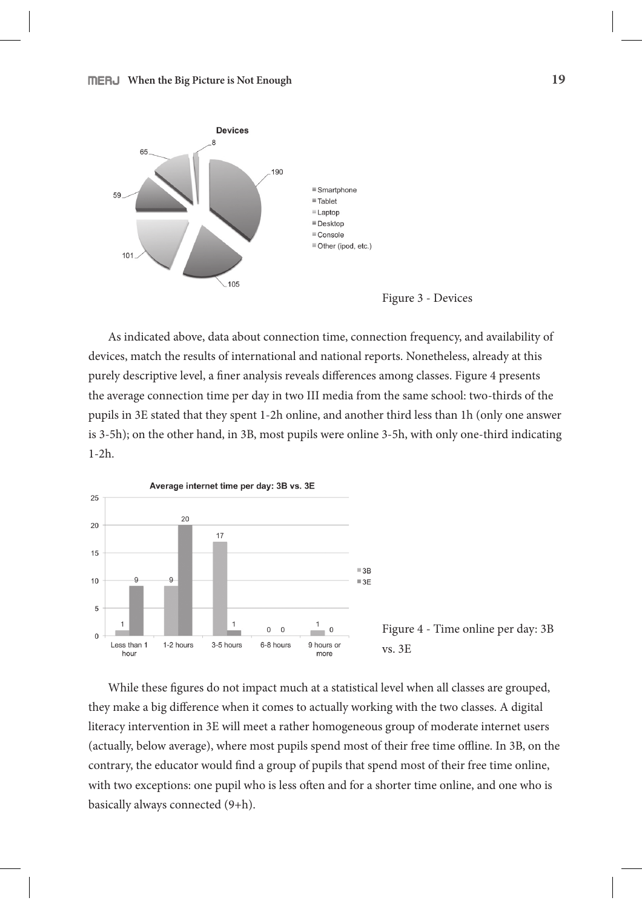Figure 3 - Devices

As indicated above, data about connection time, connection frequency, and availability of devices, match the results of international and national reports. Nonetheless, already at this purely descriptive level, a finer analysis reveals differences among classes. Figure 4 presents the average connection time per day in two III media from the same school: two-thirds of the pupils in 3E stated that they spent 1-2h online, and another third less than 1h (only one answer is 3-5h); on the other hand, in 3B, most pupils were online 3-5h, with only one-third indicating 1-2h.

Figure 4 - Time online per day: 3B vs. 3E

While these figures do not impact much at a statistical level when all classes are grouped, they make a big difference when it comes to actually working with the two classes. A digital literacy intervention in 3E will meet a rather homogeneous group of moderate internet users (actually, below average), where most pupils spend most of their free time offline. In 3B, on the contrary, the educator would find a group of pupils that spend most of their free time online, with two exceptions: one pupil who is less often and for a shorter time online, and one who is basically always connected (9+h).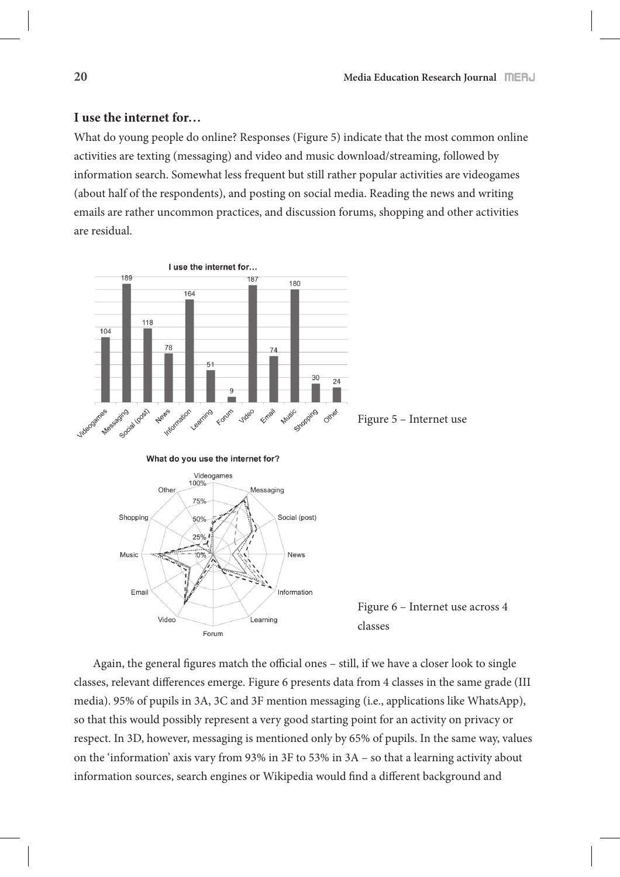## I use the internet for…

What do young people do online? Responses (Figure 5) indicate that the most common online activities are texting (messaging) and video and music download/streaming, followed by information search. Somewhat less frequent but still rather popular activities are videogames (about half of the respondents), and posting on social media. Reading the news and writing emails are rather uncommon practices, and discussion forums, shopping and other activities are residual.

Figure 5 – Internet use

Figure 6 – Internet use across 4 classes

Again, the general figures match the official ones – still, if we have a closer look to single classes, relevant differences emerge. Figure 6 presents data from 4 classes in the same grade (III media). 95% of pupils in 3A, 3C and 3F mention messaging (i.e., applications like WhatsApp), so that this would possibly represent a very good starting point for an activity on privacy or respect. In 3D, however, messaging is mentioned only by 65% of pupils. In the same way, values on the 'information' axis vary from 93% in 3F to 53% in 3A – so that a learning activity about information sources, search engines or Wikipedia would find a different background and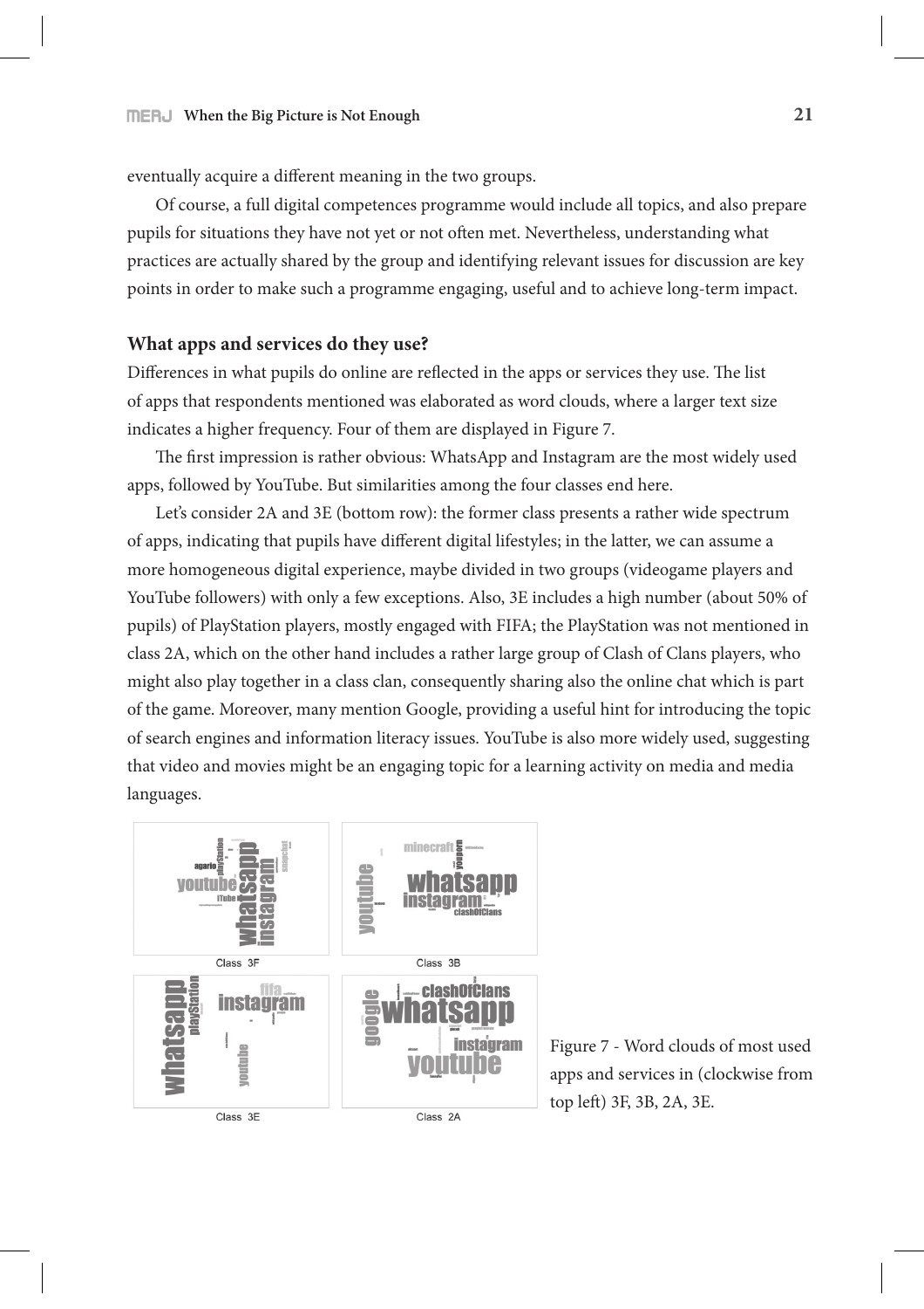eventually acquire a different meaning in the two groups.

Of course, a full digital competences programme would include all topics, and also prepare pupils for situations they have not yet or not often met. Nevertheless, understanding what practices are actually shared by the group and identifying relevant issues for discussion are key points in order to make such a programme engaging, useful and to achieve long-term impact.

### What apps and services do they use?

Differences in what pupils do online are reflected in the apps or services they use. The list of apps that respondents mentioned was elaborated as word clouds, where a larger text size indicates a higher frequency. Four of them are displayed in Figure 7.

The first impression is rather obvious: WhatsApp and Instagram are the most widely used apps, followed by YouTube. But similarities among the four classes end here.

Let's consider 2A and 3E (bottom row): the former class presents a rather wide spectrum of apps, indicating that pupils have different digital lifestyles; in the latter, we can assume a more homogeneous digital experience, maybe divided in two groups (videogame players and YouTube followers) with only a few exceptions. Also, 3E includes a high number (about 50% of pupils) of PlayStation players, mostly engaged with FIFA; the PlayStation was not mentioned in class 2A, which on the other hand includes a rather large group of Clash of Clans players, who might also play together in a class clan, consequently sharing also the online chat which is part of the game. Moreover, many mention Google, providing a useful hint for introducing the topic of search engines and information literacy issues. YouTube is also more widely used, suggesting that video and movies might be an engaging topic for a learning activity on media and media languages.

Class 3F

Class 3B

Class 3E

Class 2A

Figure 7 - Word clouds of most used apps and services in (clockwise from top left) 3F, 3B, 2A, 3E.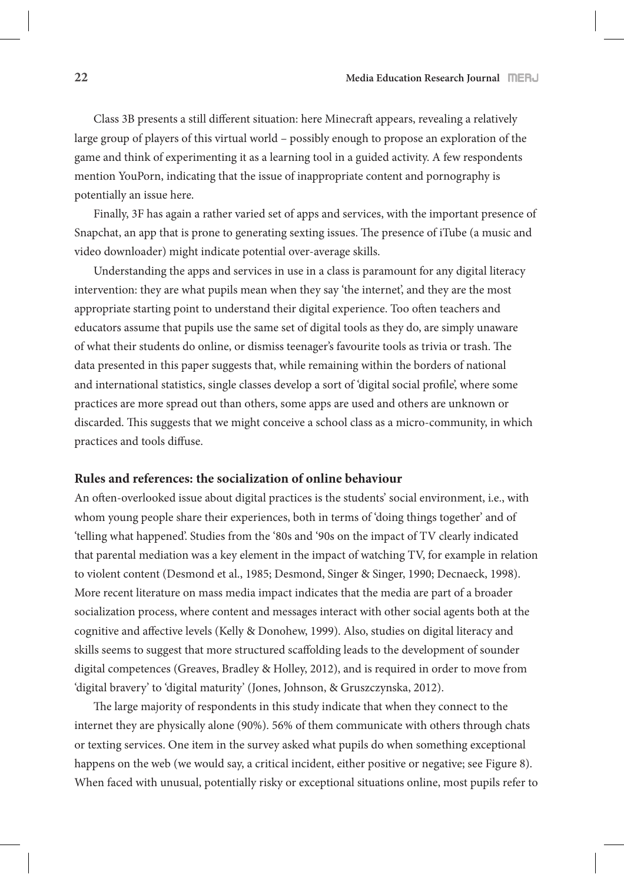Class 3B presents a still different situation: here Minecraft appears, revealing a relatively large group of players of this virtual world – possibly enough to propose an exploration of the game and think of experimenting it as a learning tool in a guided activity. A few respondents mention YouPorn, indicating that the issue of inappropriate content and pornography is potentially an issue here.

Finally, 3F has again a rather varied set of apps and services, with the important presence of Snapchat, an app that is prone to generating sexting issues. The presence of iTube (a music and video downloader) might indicate potential over-average skills.

Understanding the apps and services in use in a class is paramount for any digital literacy intervention: they are what pupils mean when they say 'the internet', and they are the most appropriate starting point to understand their digital experience. Too often teachers and educators assume that pupils use the same set of digital tools as they do, are simply unaware of what their students do online, or dismiss teenager's favourite tools as trivia or trash. The data presented in this paper suggests that, while remaining within the borders of national and international statistics, single classes develop a sort of 'digital social profile', where some practices are more spread out than others, some apps are used and others are unknown or discarded. This suggests that we might conceive a school class as a micro-community, in which practices and tools diffuse.

## Rules and references: the socialization of online behaviour

An often-overlooked issue about digital practices is the students' social environment, i.e., with whom young people share their experiences, both in terms of 'doing things together' and of 'telling what happened'. Studies from the '80s and '90s on the impact of TV clearly indicated that parental mediation was a key element in the impact of watching TV, for example in relation to violent content (Desmond et al., 1985; Desmond, Singer & Singer, 1990; Decnaeck, 1998). More recent literature on mass media impact indicates that the media are part of a broader socialization process, where content and messages interact with other social agents both at the cognitive and affective levels (Kelly & Donohew, 1999). Also, studies on digital literacy and skills seems to suggest that more structured scaffolding leads to the development of sounder digital competences (Greaves, Bradley & Holley, 2012), and is required in order to move from 'digital bravery' to 'digital maturity' (Jones, Johnson, & Gruszczynska, 2012).

The large majority of respondents in this study indicate that when they connect to the internet they are physically alone (90%). 56% of them communicate with others through chats or texting services. One item in the survey asked what pupils do when something exceptional happens on the web (we would say, a critical incident, either positive or negative; see Figure 8). When faced with unusual, potentially risky or exceptional situations online, most pupils refer to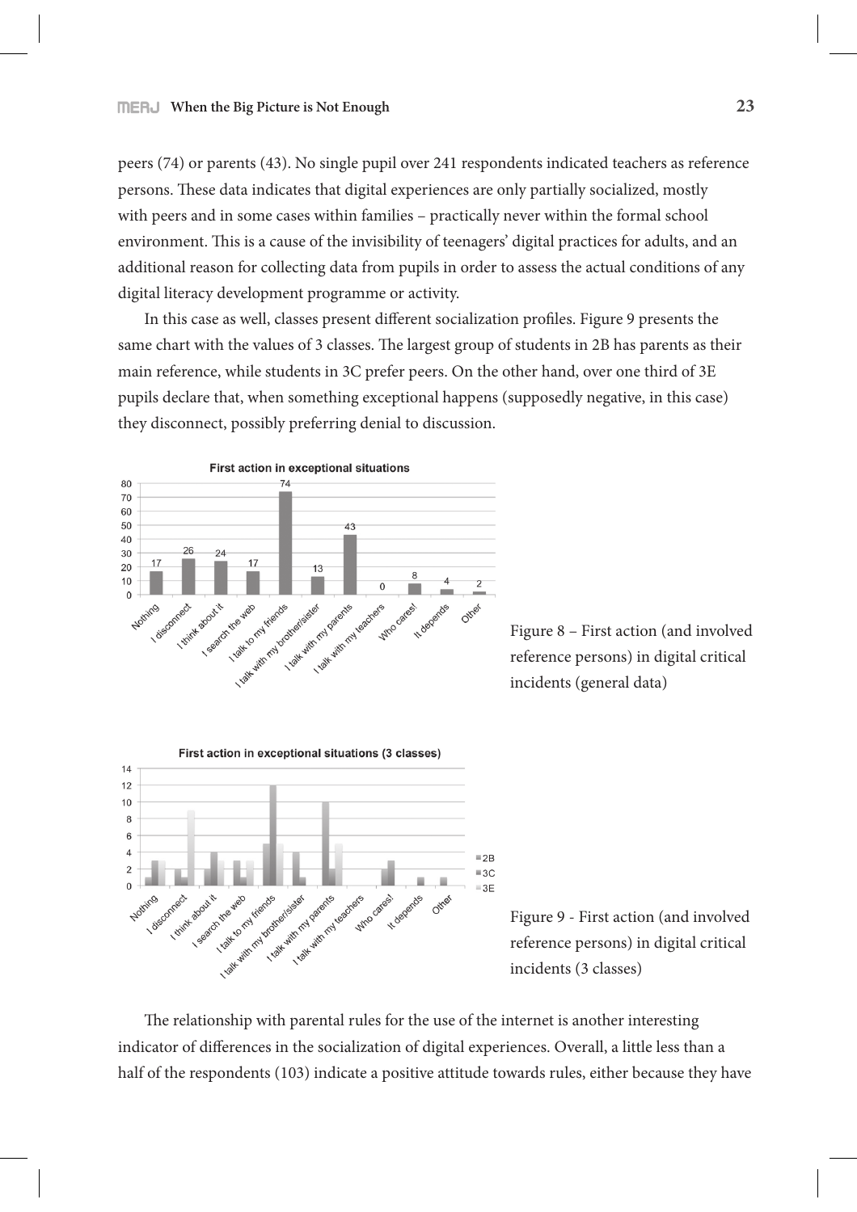peers (74) or parents (43). No single pupil over 241 respondents indicated teachers as reference persons. These data indicates that digital experiences are only partially socialized, mostly with peers and in some cases within families – practically never within the formal school environment. This is a cause of the invisibility of teenagers' digital practices for adults, and an additional reason for collecting data from pupils in order to assess the actual conditions of any digital literacy development programme or activity.

In this case as well, classes present different socialization profiles. Figure 9 presents the same chart with the values of 3 classes. The largest group of students in 2B has parents as their main reference, while students in 3C prefer peers. On the other hand, over one third of 3E pupils declare that, when something exceptional happens (supposedly negative, in this case) they disconnect, possibly preferring denial to discussion.

Figure 8 – First action (and involved reference persons) in digital critical incidents (general data)

Figure 9 - First action (and involved reference persons) in digital critical incidents (3 classes)

The relationship with parental rules for the use of the internet is another interesting indicator of differences in the socialization of digital experiences. Overall, a little less than a half of the respondents (103) indicate a positive attitude towards rules, either because they have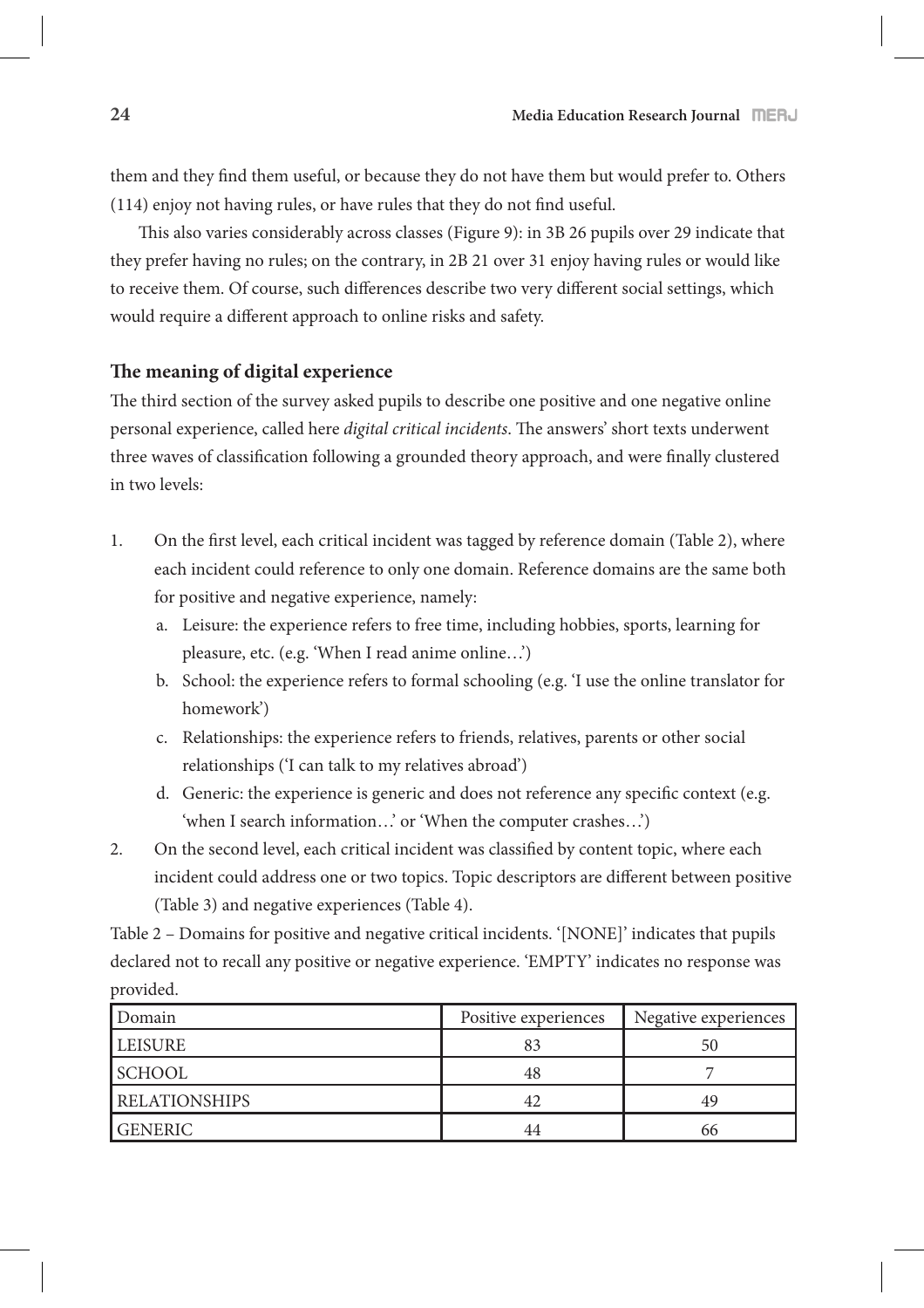them and they find them useful, or because they do not have them but would prefer to. Others (114) enjoy not having rules, or have rules that they do not find useful.

This also varies considerably across classes (Figure 9): in 3B 26 pupils over 29 indicate that they prefer having no rules; on the contrary, in 2B 21 over 31 enjoy having rules or would like to receive them. Of course, such differences describe two very different social settings, which would require a different approach to online risks and safety.

## The meaning of digital experience

The third section of the survey asked pupils to describe one positive and one negative online personal experience, called here *digital critical incidents*. The answers' short texts underwent three waves of classification following a grounded theory approach, and were finally clustered in two levels:

1. On the first level, each critical incident was tagged by reference domain (Table 2), where each incident could reference to only one domain. Reference domains are the same both for positive and negative experience, namely:
   a. Leisure: the experience refers to free time, including hobbies, sports, learning for pleasure, etc. (e.g. 'When I read anime online…')
   b. School: the experience refers to formal schooling (e.g. 'I use the online translator for homework')
   c. Relationships: the experience refers to friends, relatives, parents or other social relationships ('I can talk to my relatives abroad')
   d. Generic: the experience is generic and does not reference any specific context (e.g. 'when I search information…' or 'When the computer crashes…')
2. On the second level, each critical incident was classified by content topic, where each incident could address one or two topics. Topic descriptors are different between positive (Table 3) and negative experiences (Table 4).

Table 2 – Domains for positive and negative critical incidents. '[NONE]' indicates that pupils declared not to recall any positive or negative experience. 'EMPTY' indicates no response was provided.

| Domain | Positive experiences | Negative experiences |
|---|---|---|
| LEISURE | 83 | 50 |
| SCHOOL | 48 | 7 |
| RELATIONSHIPS | 42 | 49 |
| GENERIC | 44 | 66 |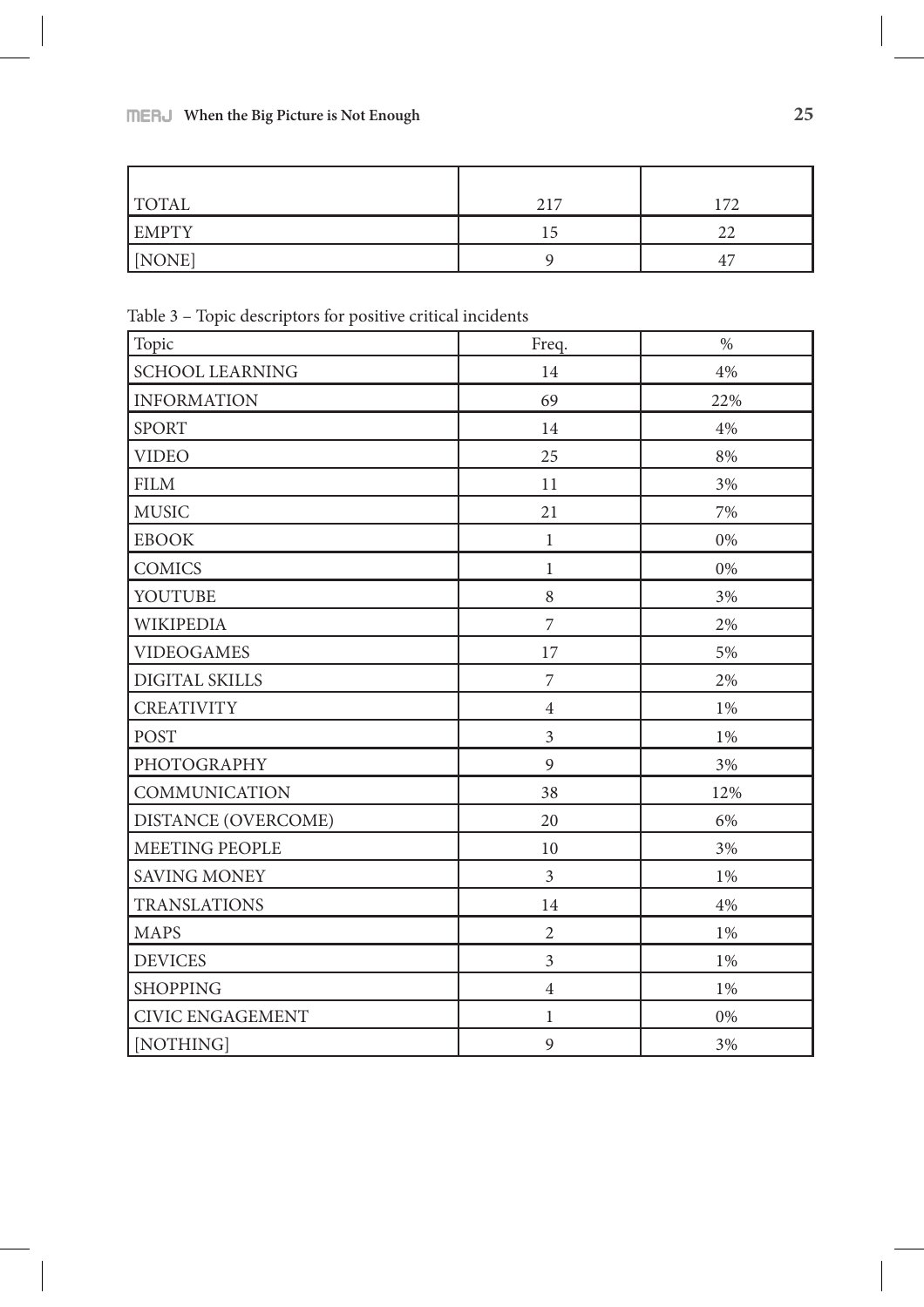| | | |
|---|---|---|
| TOTAL | 217 | 172 |
| EMPTY | 15 | 22 |
| [NONE] | 9 | 47 |

Table 3 – Topic descriptors for positive critical incidents

| Topic | Freq. | % |
|---|---|---|
| SCHOOL LEARNING | 14 | 4% |
| INFORMATION | 69 | 22% |
| SPORT | 14 | 4% |
| VIDEO | 25 | 8% |
| FILM | 11 | 3% |
| MUSIC | 21 | 7% |
| EBOOK | 1 | 0% |
| COMICS | 1 | 0% |
| YOUTUBE | 8 | 3% |
| WIKIPEDIA | 7 | 2% |
| VIDEOGAMES | 17 | 5% |
| DIGITAL SKILLS | 7 | 2% |
| CREATIVITY | 4 | 1% |
| POST | 3 | 1% |
| PHOTOGRAPHY | 9 | 3% |
| COMMUNICATION | 38 | 12% |
| DISTANCE (OVERCOME) | 20 | 6% |
| MEETING PEOPLE | 10 | 3% |
| SAVING MONEY | 3 | 1% |
| TRANSLATIONS | 14 | 4% |
| MAPS | 2 | 1% |
| DEVICES | 3 | 1% |
| SHOPPING | 4 | 1% |
| CIVIC ENGAGEMENT | 1 | 0% |
| [NOTHING] | 9 | 3% |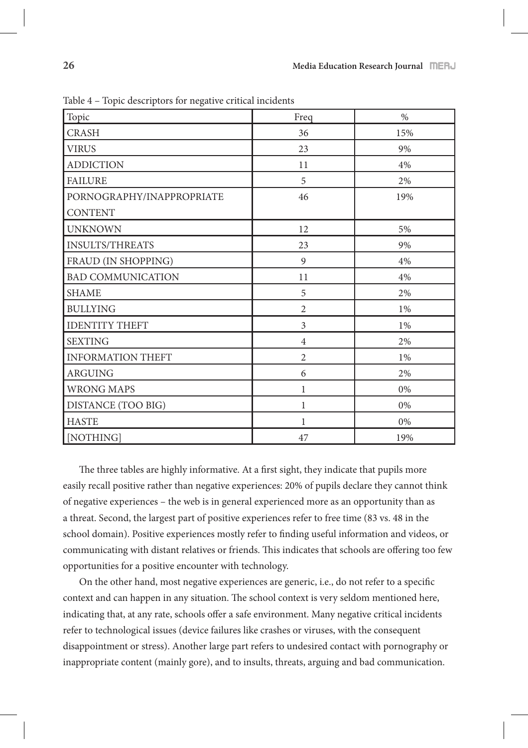Table 4 – Topic descriptors for negative critical incidents

| Topic | Freq | % |
|---|---|---|
| CRASH | 36 | 15% |
| VIRUS | 23 | 9% |
| ADDICTION | 11 | 4% |
| FAILURE | 5 | 2% |
| PORNOGRAPHY/INAPPROPRIATE CONTENT | 46 | 19% |
| UNKNOWN | 12 | 5% |
| INSULTS/THREATS | 23 | 9% |
| FRAUD (IN SHOPPING) | 9 | 4% |
| BAD COMMUNICATION | 11 | 4% |
| SHAME | 5 | 2% |
| BULLYING | 2 | 1% |
| IDENTITY THEFT | 3 | 1% |
| SEXTING | 4 | 2% |
| INFORMATION THEFT | 2 | 1% |
| ARGUING | 6 | 2% |
| WRONG MAPS | 1 | 0% |
| DISTANCE (TOO BIG) | 1 | 0% |
| HASTE | 1 | 0% |
| [NOTHING] | 47 | 19% |

The three tables are highly informative. At a first sight, they indicate that pupils more easily recall positive rather than negative experiences: 20% of pupils declare they cannot think of negative experiences – the web is in general experienced more as an opportunity than as a threat. Second, the largest part of positive experiences refer to free time (83 vs. 48 in the school domain). Positive experiences mostly refer to finding useful information and videos, or communicating with distant relatives or friends. This indicates that schools are offering too few opportunities for a positive encounter with technology.

On the other hand, most negative experiences are generic, i.e., do not refer to a specific context and can happen in any situation. The school context is very seldom mentioned here, indicating that, at any rate, schools offer a safe environment. Many negative critical incidents refer to technological issues (device failures like crashes or viruses, with the consequent disappointment or stress). Another large part refers to undesired contact with pornography or inappropriate content (mainly gore), and to insults, threats, arguing and bad communication.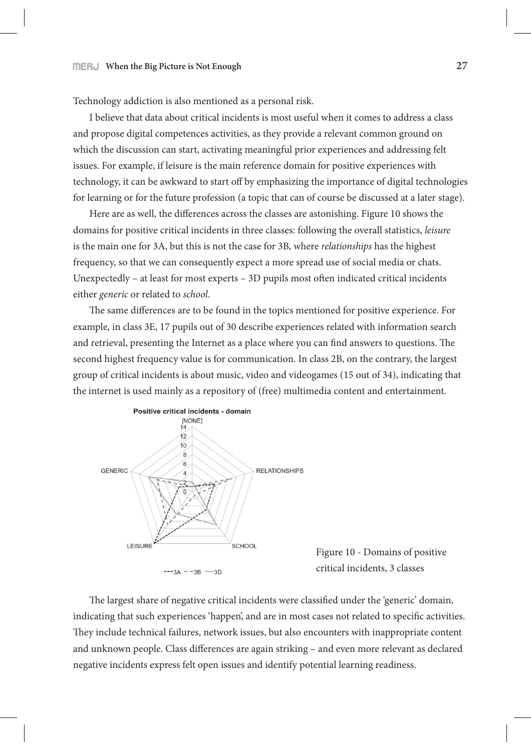Technology addiction is also mentioned as a personal risk.

I believe that data about critical incidents is most useful when it comes to address a class and propose digital competences activities, as they provide a relevant common ground on which the discussion can start, activating meaningful prior experiences and addressing felt issues. For example, if leisure is the main reference domain for positive experiences with technology, it can be awkward to start off by emphasizing the importance of digital technologies for learning or for the future profession (a topic that can of course be discussed at a later stage).

Here are as well, the differences across the classes are astonishing. Figure 10 shows the domains for positive critical incidents in three classes: following the overall statistics, *leisure* is the main one for 3A, but this is not the case for 3B, where *relationships* has the highest frequency, so that we can consequently expect a more spread use of social media or chats. Unexpectedly – at least for most experts – 3D pupils most often indicated critical incidents either *generic* or related to *school*.

The same differences are to be found in the topics mentioned for positive experience. For example, in class 3E, 17 pupils out of 30 describe experiences related with information search and retrieval, presenting the Internet as a place where you can find answers to questions. The second highest frequency value is for communication. In class 2B, on the contrary, the largest group of critical incidents is about music, video and videogames (15 out of 34), indicating that the internet is used mainly as a repository of (free) multimedia content and entertainment.

Figure 10 - Domains of positive critical incidents, 3 classes

The largest share of negative critical incidents were classified under the 'generic' domain, indicating that such experiences 'happen', and are in most cases not related to specific activities. They include technical failures, network issues, but also encounters with inappropriate content and unknown people. Class differences are again striking – and even more relevant as declared negative incidents express felt open issues and identify potential learning readiness.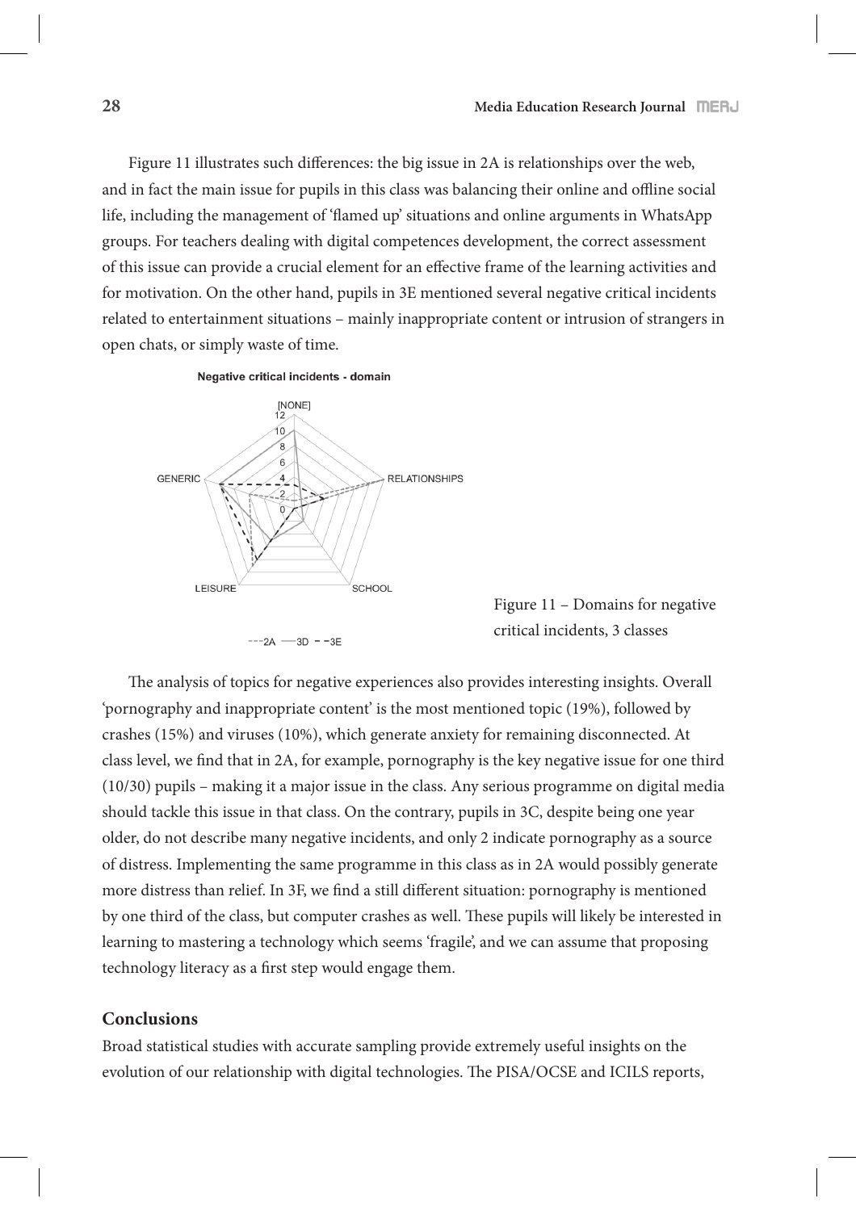Figure 11 illustrates such differences: the big issue in 2A is relationships over the web, and in fact the main issue for pupils in this class was balancing their online and offline social life, including the management of 'flamed up' situations and online arguments in WhatsApp groups. For teachers dealing with digital competences development, the correct assessment of this issue can provide a crucial element for an effective frame of the learning activities and for motivation. On the other hand, pupils in 3E mentioned several negative critical incidents related to entertainment situations – mainly inappropriate content or intrusion of strangers in open chats, or simply waste of time.

Figure 11 – Domains for negative critical incidents, 3 classes

The analysis of topics for negative experiences also provides interesting insights. Overall 'pornography and inappropriate content' is the most mentioned topic (19%), followed by crashes (15%) and viruses (10%), which generate anxiety for remaining disconnected. At class level, we find that in 2A, for example, pornography is the key negative issue for one third (10/30) pupils – making it a major issue in the class. Any serious programme on digital media should tackle this issue in that class. On the contrary, pupils in 3C, despite being one year older, do not describe many negative incidents, and only 2 indicate pornography as a source of distress. Implementing the same programme in this class as in 2A would possibly generate more distress than relief. In 3F, we find a still different situation: pornography is mentioned by one third of the class, but computer crashes as well. These pupils will likely be interested in learning to mastering a technology which seems 'fragile', and we can assume that proposing technology literacy as a first step would engage them.

## Conclusions

Broad statistical studies with accurate sampling provide extremely useful insights on the evolution of our relationship with digital technologies. The PISA/OCSE and ICILS reports,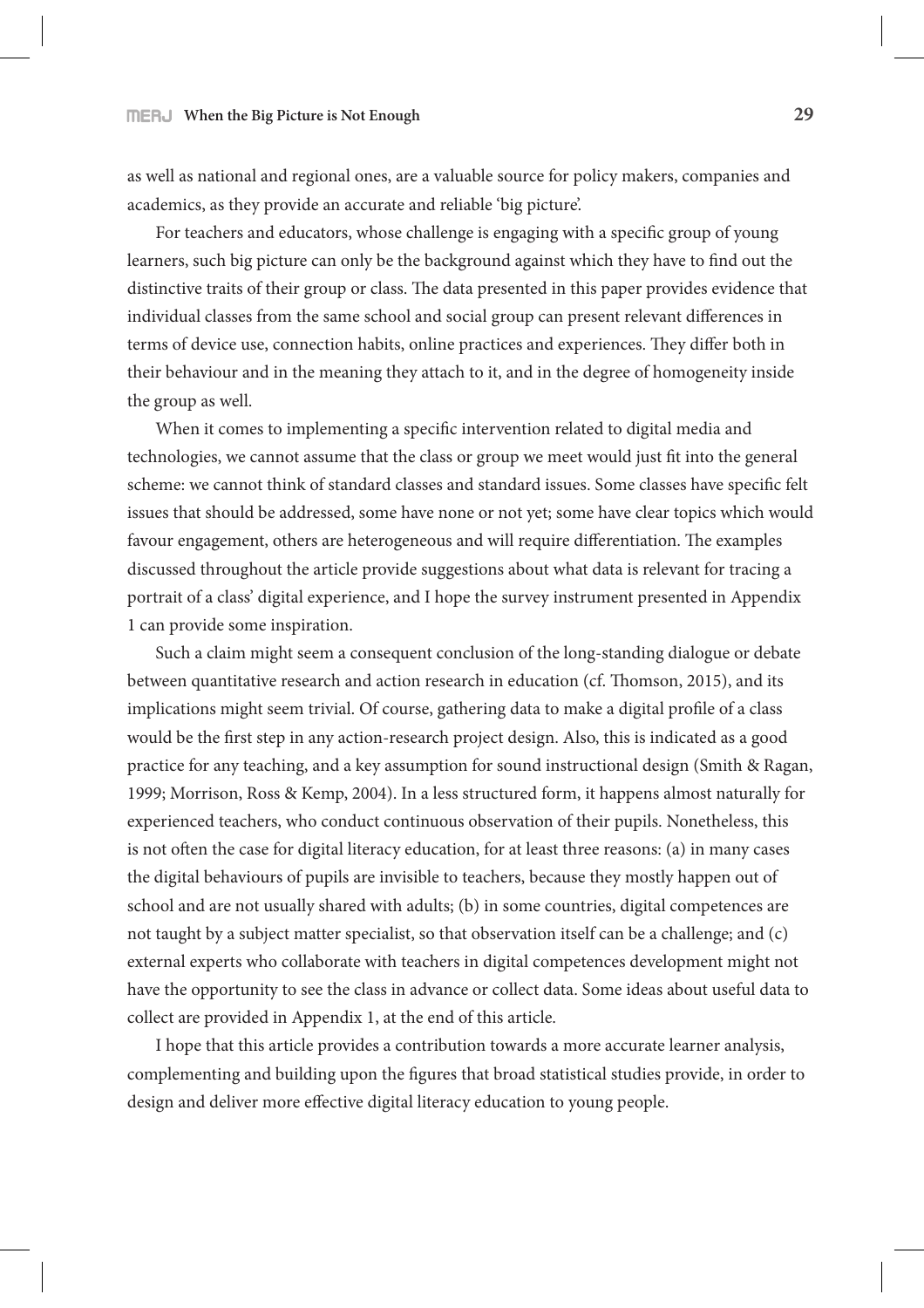as well as national and regional ones, are a valuable source for policy makers, companies and academics, as they provide an accurate and reliable 'big picture'.

For teachers and educators, whose challenge is engaging with a specific group of young learners, such big picture can only be the background against which they have to find out the distinctive traits of their group or class. The data presented in this paper provides evidence that individual classes from the same school and social group can present relevant differences in terms of device use, connection habits, online practices and experiences. They differ both in their behaviour and in the meaning they attach to it, and in the degree of homogeneity inside the group as well.

When it comes to implementing a specific intervention related to digital media and technologies, we cannot assume that the class or group we meet would just fit into the general scheme: we cannot think of standard classes and standard issues. Some classes have specific felt issues that should be addressed, some have none or not yet; some have clear topics which would favour engagement, others are heterogeneous and will require differentiation. The examples discussed throughout the article provide suggestions about what data is relevant for tracing a portrait of a class' digital experience, and I hope the survey instrument presented in Appendix 1 can provide some inspiration.

Such a claim might seem a consequent conclusion of the long-standing dialogue or debate between quantitative research and action research in education (cf. Thomson, 2015), and its implications might seem trivial. Of course, gathering data to make a digital profile of a class would be the first step in any action-research project design. Also, this is indicated as a good practice for any teaching, and a key assumption for sound instructional design (Smith & Ragan, 1999; Morrison, Ross & Kemp, 2004). In a less structured form, it happens almost naturally for experienced teachers, who conduct continuous observation of their pupils. Nonetheless, this is not often the case for digital literacy education, for at least three reasons: (a) in many cases the digital behaviours of pupils are invisible to teachers, because they mostly happen out of school and are not usually shared with adults; (b) in some countries, digital competences are not taught by a subject matter specialist, so that observation itself can be a challenge; and (c) external experts who collaborate with teachers in digital competences development might not have the opportunity to see the class in advance or collect data. Some ideas about useful data to collect are provided in Appendix 1, at the end of this article.

I hope that this article provides a contribution towards a more accurate learner analysis, complementing and building upon the figures that broad statistical studies provide, in order to design and deliver more effective digital literacy education to young people.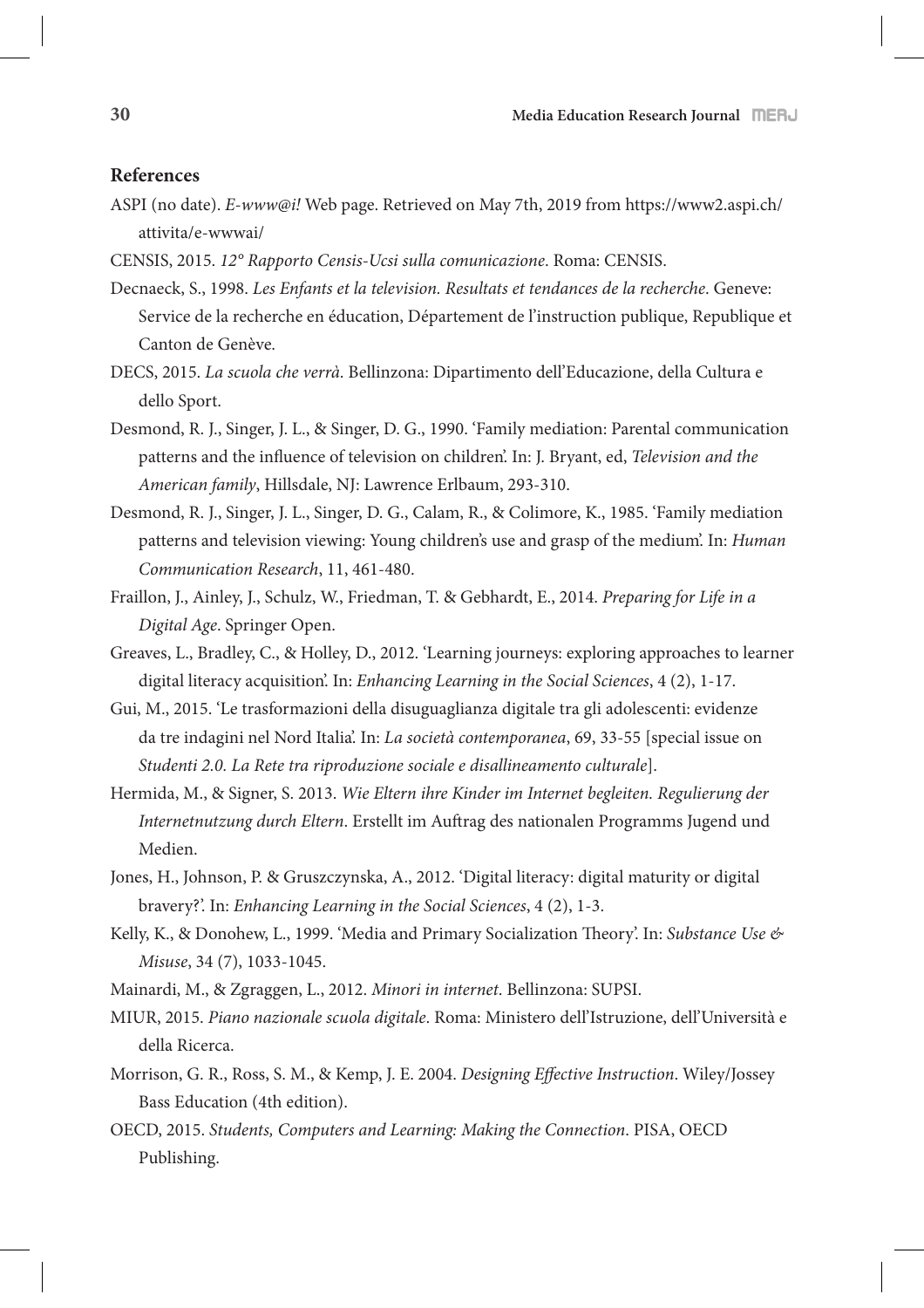## References

ASPI (no date). *E-www@i!* Web page. Retrieved on May 7th, 2019 from https://www2.aspi.ch/attivita/e-wwwai/

CENSIS, 2015. *12° Rapporto Censis-Ucsi sulla comunicazione*. Roma: CENSIS.

Decnaeck, S., 1998. *Les Enfants et la television. Resultats et tendances de la recherche*. Geneve: Service de la recherche en éducation, Département de l'instruction publique, Republique et Canton de Genève.

DECS, 2015. *La scuola che verrà*. Bellinzona: Dipartimento dell'Educazione, della Cultura e dello Sport.

Desmond, R. J., Singer, J. L., & Singer, D. G., 1990. 'Family mediation: Parental communication patterns and the influence of television on children'. In: J. Bryant, ed, *Television and the American family*, Hillsdale, NJ: Lawrence Erlbaum, 293-310.

Desmond, R. J., Singer, J. L., Singer, D. G., Calam, R., & Colimore, K., 1985. 'Family mediation patterns and television viewing: Young children's use and grasp of the medium'. In: *Human Communication Research*, 11, 461-480.

Fraillon, J., Ainley, J., Schulz, W., Friedman, T. & Gebhardt, E., 2014. *Preparing for Life in a Digital Age*. Springer Open.

Greaves, L., Bradley, C., & Holley, D., 2012. 'Learning journeys: exploring approaches to learner digital literacy acquisition'. In: *Enhancing Learning in the Social Sciences*, 4 (2), 1-17.

Gui, M., 2015. 'Le trasformazioni della disuguaglianza digitale tra gli adolescenti: evidenze da tre indagini nel Nord Italia'. In: *La società contemporanea*, 69, 33-55 [special issue on *Studenti 2.0. La Rete tra riproduzione sociale e disallineamento culturale*].

Hermida, M., & Signer, S. 2013. *Wie Eltern ihre Kinder im Internet begleiten. Regulierung der Internetnutzung durch Eltern*. Erstellt im Auftrag des nationalen Programms Jugend und Medien.

Jones, H., Johnson, P. & Gruszczynska, A., 2012. 'Digital literacy: digital maturity or digital bravery?'. In: *Enhancing Learning in the Social Sciences*, 4 (2), 1-3.

Kelly, K., & Donohew, L., 1999. 'Media and Primary Socialization Theory'. In: *Substance Use & Misuse*, 34 (7), 1033-1045.

Mainardi, M., & Zgraggen, L., 2012. *Minori in internet*. Bellinzona: SUPSI.

MIUR, 2015. *Piano nazionale scuola digitale*. Roma: Ministero dell'Istruzione, dell'Università e della Ricerca.

Morrison, G. R., Ross, S. M., & Kemp, J. E. 2004. *Designing Effective Instruction*. Wiley/Jossey Bass Education (4th edition).

OECD, 2015. *Students, Computers and Learning: Making the Connection*. PISA, OECD Publishing.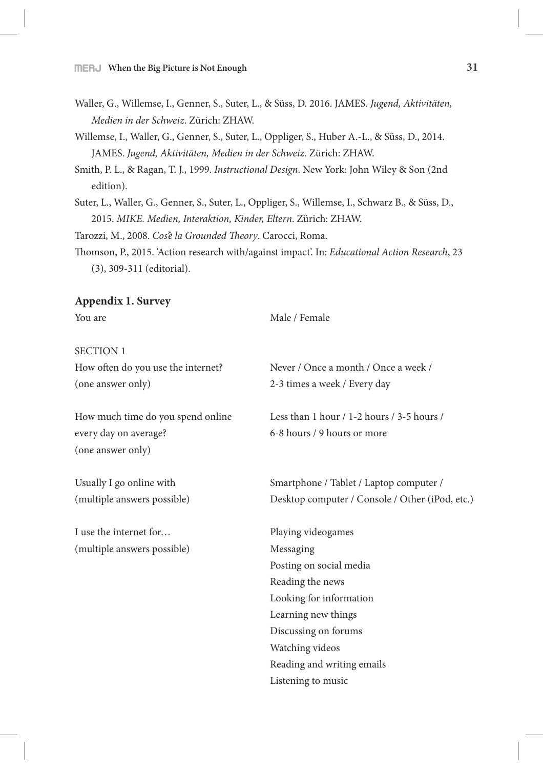Waller, G., Willemse, I., Genner, S., Suter, L., & Süss, D. 2016. JAMES. *Jugend, Aktivitäten, Medien in der Schweiz*. Zürich: ZHAW.

Willemse, I., Waller, G., Genner, S., Suter, L., Oppliger, S., Huber A.-L., & Süss, D., 2014. JAMES. *Jugend, Aktivitäten, Medien in der Schweiz*. Zürich: ZHAW.

Smith, P. L., & Ragan, T. J., 1999. *Instructional Design*. New York: John Wiley & Son (2nd edition).

Suter, L., Waller, G., Genner, S., Suter, L., Oppliger, S., Willemse, I., Schwarz B., & Süss, D., 2015. *MIKE. Medien, Interaktion, Kinder, Eltern*. Zürich: ZHAW.

Tarozzi, M., 2008. *Cos'è la Grounded Theory*. Carocci, Roma.

Thomson, P., 2015. 'Action research with/against impact'. In: *Educational Action Research*, 23 (3), 309-311 (editorial).

## Appendix 1. Survey

| | |
|---|---|
| You are | Male / Female |
| SECTION 1 | |
| How often do you use the internet? (one answer only) | Never / Once a month / Once a week / 2-3 times a week / Every day |
| How much time do you spend online every day on average? (one answer only) | Less than 1 hour / 1-2 hours / 3-5 hours / 6-8 hours / 9 hours or more |
| Usually I go online with (multiple answers possible) | Smartphone / Tablet / Laptop computer / Desktop computer / Console / Other (iPod, etc.) |
| I use the internet for… (multiple answers possible) | Playing videogames<br>Messaging<br>Posting on social media<br>Reading the news<br>Looking for information<br>Learning new things<br>Discussing on forums<br>Watching videos<br>Reading and writing emails<br>Listening to music |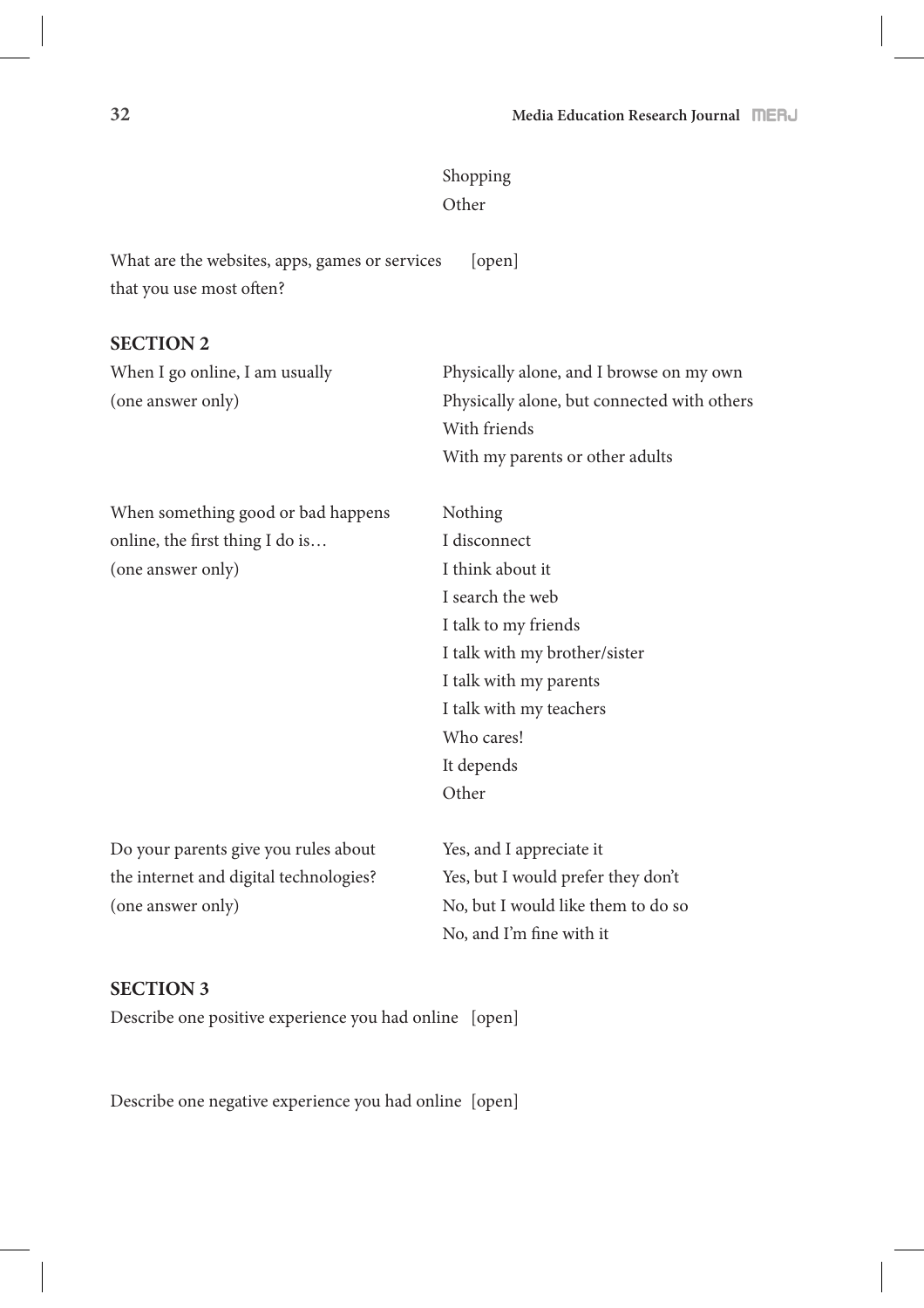| | |
|---|---|
| | Shopping<br>Other |
| What are the websites, apps, games or services that you use most often? | [open] |

## SECTION 2

| | |
|---|---|
| When I go online, I am usually (one answer only) | Physically alone, and I browse on my own<br>Physically alone, but connected with others<br>With friends<br>With my parents or other adults |
| When something good or bad happens online, the first thing I do is… (one answer only) | Nothing<br>I disconnect<br>I think about it<br>I search the web<br>I talk to my friends<br>I talk with my brother/sister<br>I talk with my parents<br>I talk with my teachers<br>Who cares!<br>It depends<br>Other |
| Do your parents give you rules about the internet and digital technologies? (one answer only) | Yes, and I appreciate it<br>Yes, but I would prefer they don't<br>No, but I would like them to do so<br>No, and I'm fine with it |

## SECTION 3

Describe one positive experience you had online [open]

Describe one negative experience you had online [open]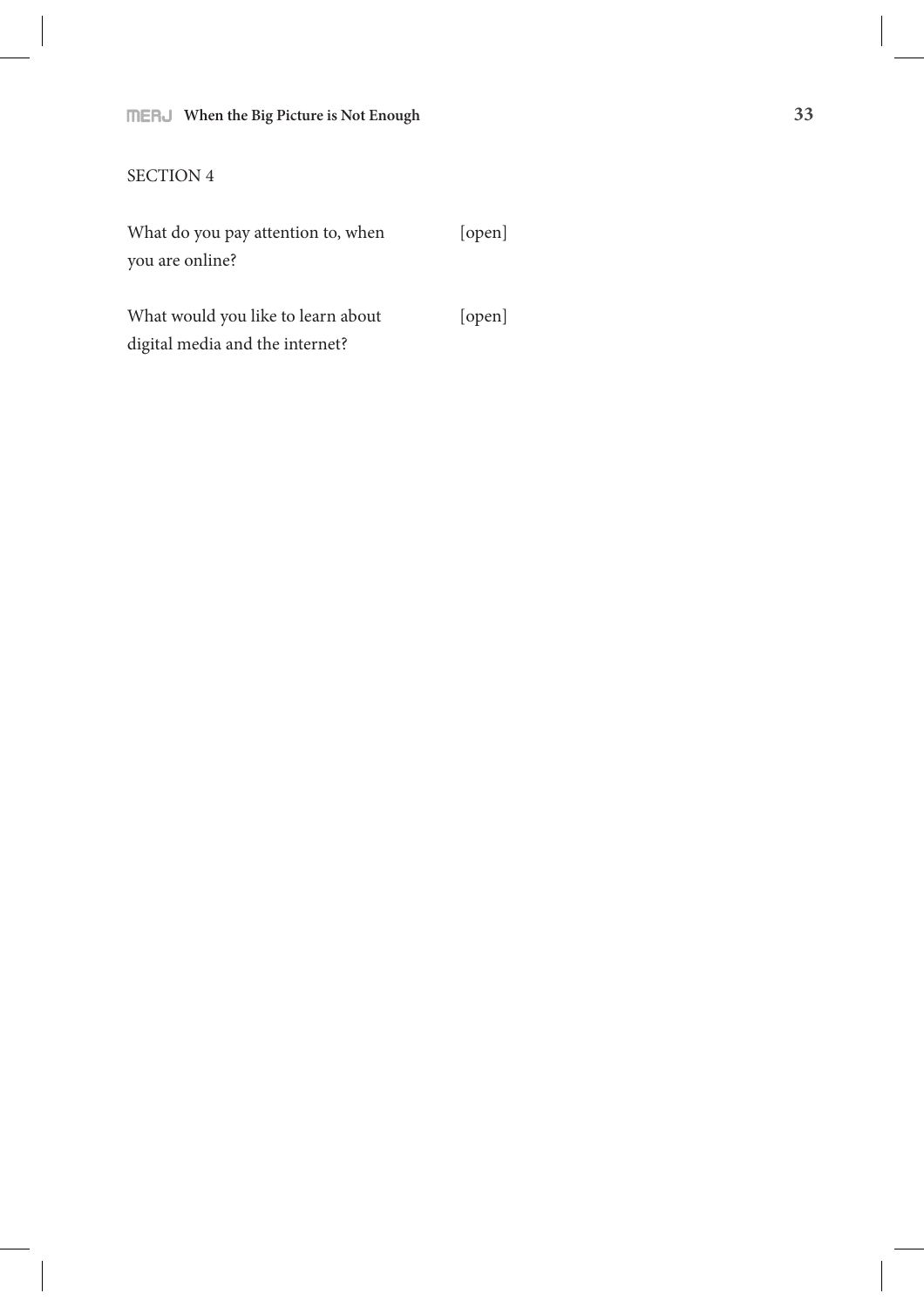SECTION 4

| | |
|---|---|
| What do you pay attention to, when you are online? | [open] |
| What would you like to learn about digital media and the internet? | [open] |